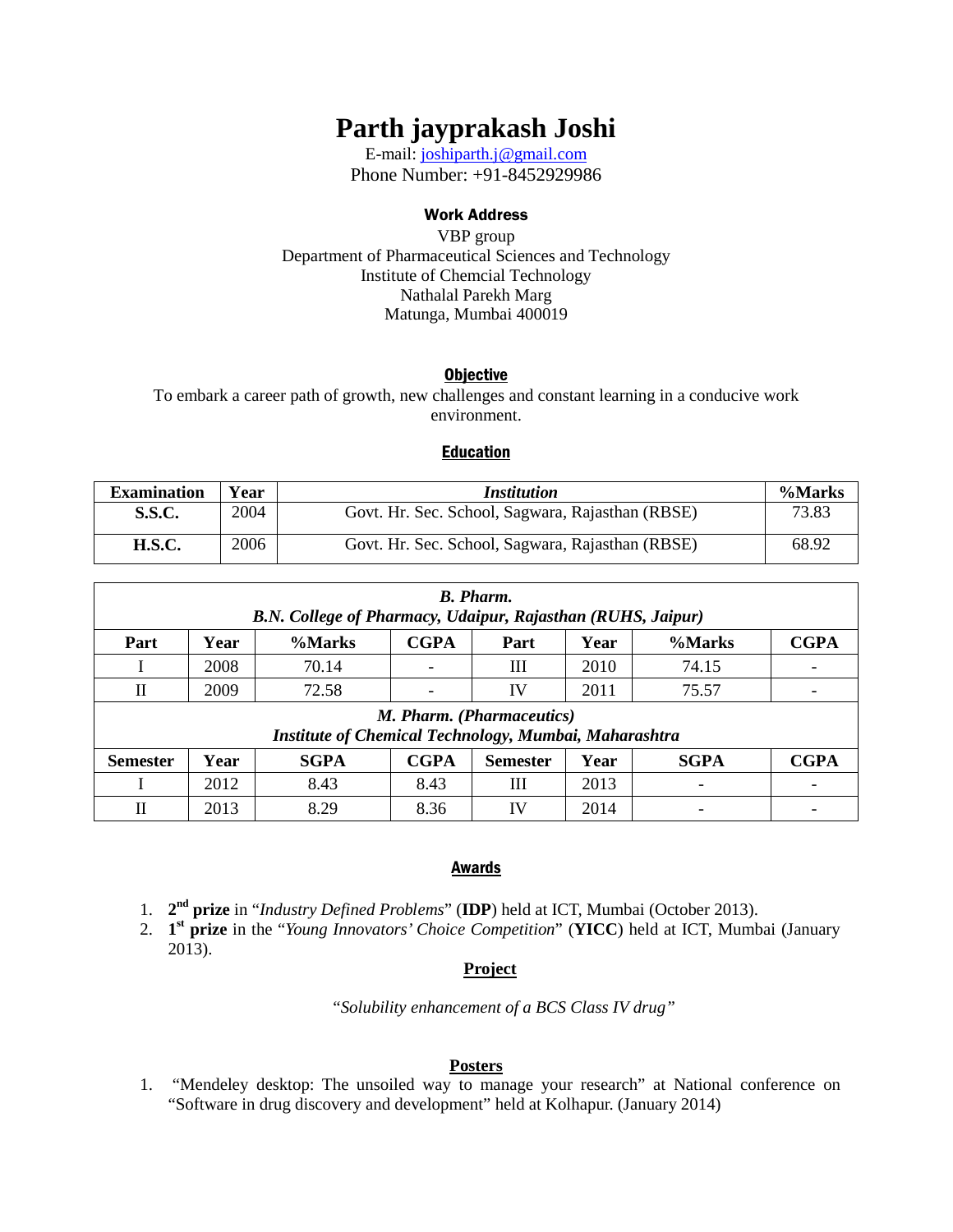# Parth jayprakash Joshi

E-mail: joshiparth.j@gmail.com
Phone Number: +91-8452929986

**Work Address**

VBP group
Department of Pharmaceutical Sciences and Technology
Institute of Chemcial Technology
Nathalal Parekh Marg
Matunga, Mumbai 400019

## Objective

To embark a career path of growth, new challenges and constant learning in a conducive work environment.

## Education

| Examination | Year | *Institution* | %Marks |
|---|---|---|---|
| **S.S.C.** | 2004 | Govt. Hr. Sec. School, Sagwara, Rajasthan (RBSE) | 73.83 |
| **H.S.C.** | 2006 | Govt. Hr. Sec. School, Sagwara, Rajasthan (RBSE) | 68.92 |

| ***B. Pharm. B.N. College of Pharmacy, Udaipur, Rajasthan (RUHS, Jaipur)*** | | | | | | | |
|---|---|---|---|---|---|---|---|
| **Part** | **Year** | **%Marks** | **CGPA** | **Part** | **Year** | **%Marks** | **CGPA** |
| I | 2008 | 70.14 | - | III | 2010 | 74.15 | - |
| II | 2009 | 72.58 | - | IV | 2011 | 75.57 | - |
| ***M. Pharm. (Pharmaceutics) Institute of Chemical Technology, Mumbai, Maharashtra*** | | | | | | | |
| **Semester** | **Year** | **SGPA** | **CGPA** | **Semester** | **Year** | **SGPA** | **CGPA** |
| I | 2012 | 8.43 | 8.43 | III | 2013 | - | - |
| II | 2013 | 8.29 | 8.36 | IV | 2014 | - | - |

## Awards

1. **2nd prize** in "*Industry Defined Problems*" (**IDP**) held at ICT, Mumbai (October 2013).
2. **1st prize** in the "*Young Innovators' Choice Competition*" (**YICC**) held at ICT, Mumbai (January 2013).

## Project

*"Solubility enhancement of a BCS Class IV drug"*

## Posters

1. "Mendeley desktop: The unsoiled way to manage your research" at National conference on "Software in drug discovery and development" held at Kolhapur. (January 2014)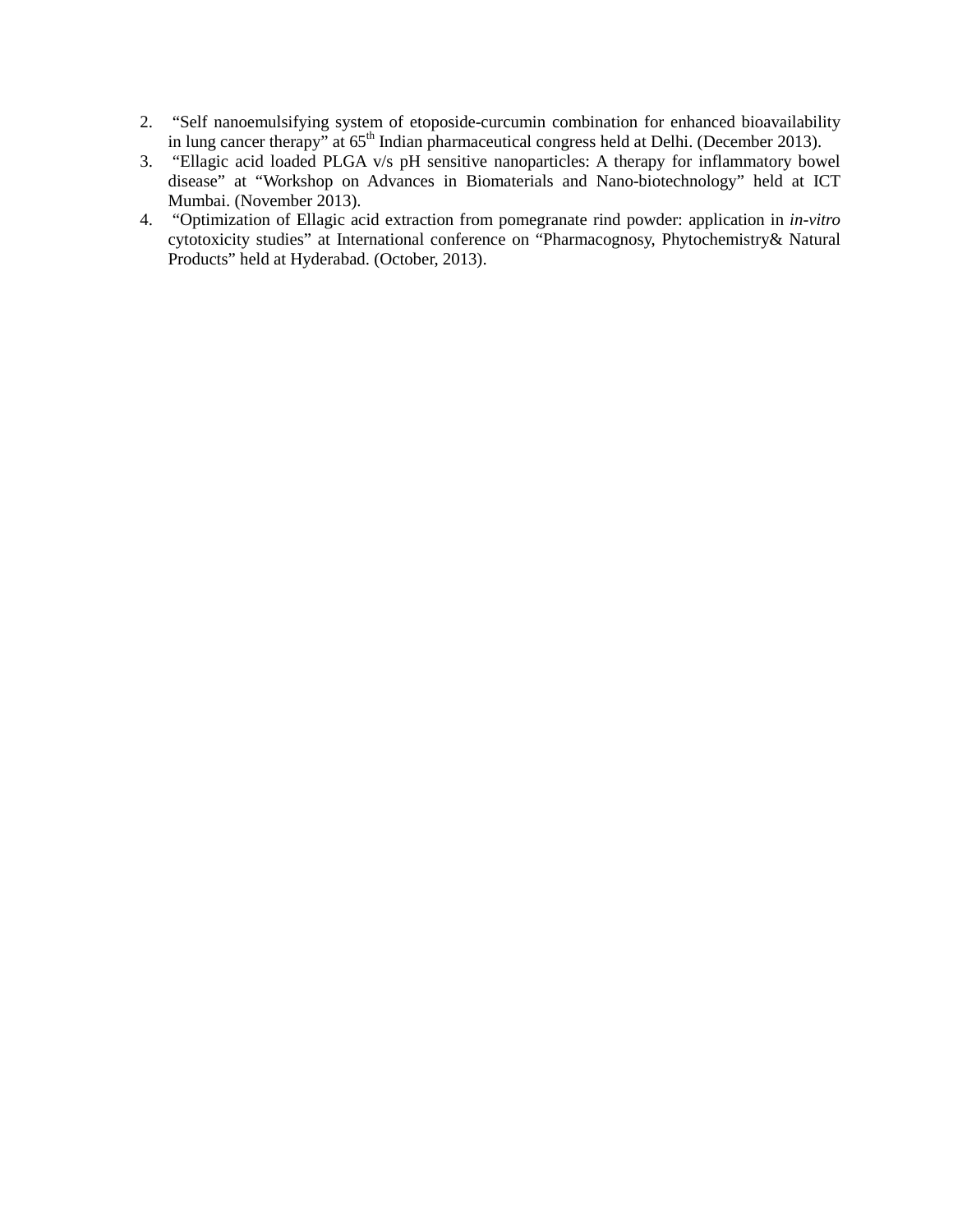2. "Self nanoemulsifying system of etoposide-curcumin combination for enhanced bioavailability in lung cancer therapy" at 65$^{th}$ Indian pharmaceutical congress held at Delhi. (December 2013).
3. "Ellagic acid loaded PLGA v/s pH sensitive nanoparticles: A therapy for inflammatory bowel disease" at "Workshop on Advances in Biomaterials and Nano-biotechnology" held at ICT Mumbai. (November 2013).
4. "Optimization of Ellagic acid extraction from pomegranate rind powder: application in *in-vitro* cytotoxicity studies" at International conference on "Pharmacognosy, Phytochemistry& Natural Products" held at Hyderabad. (October, 2013).